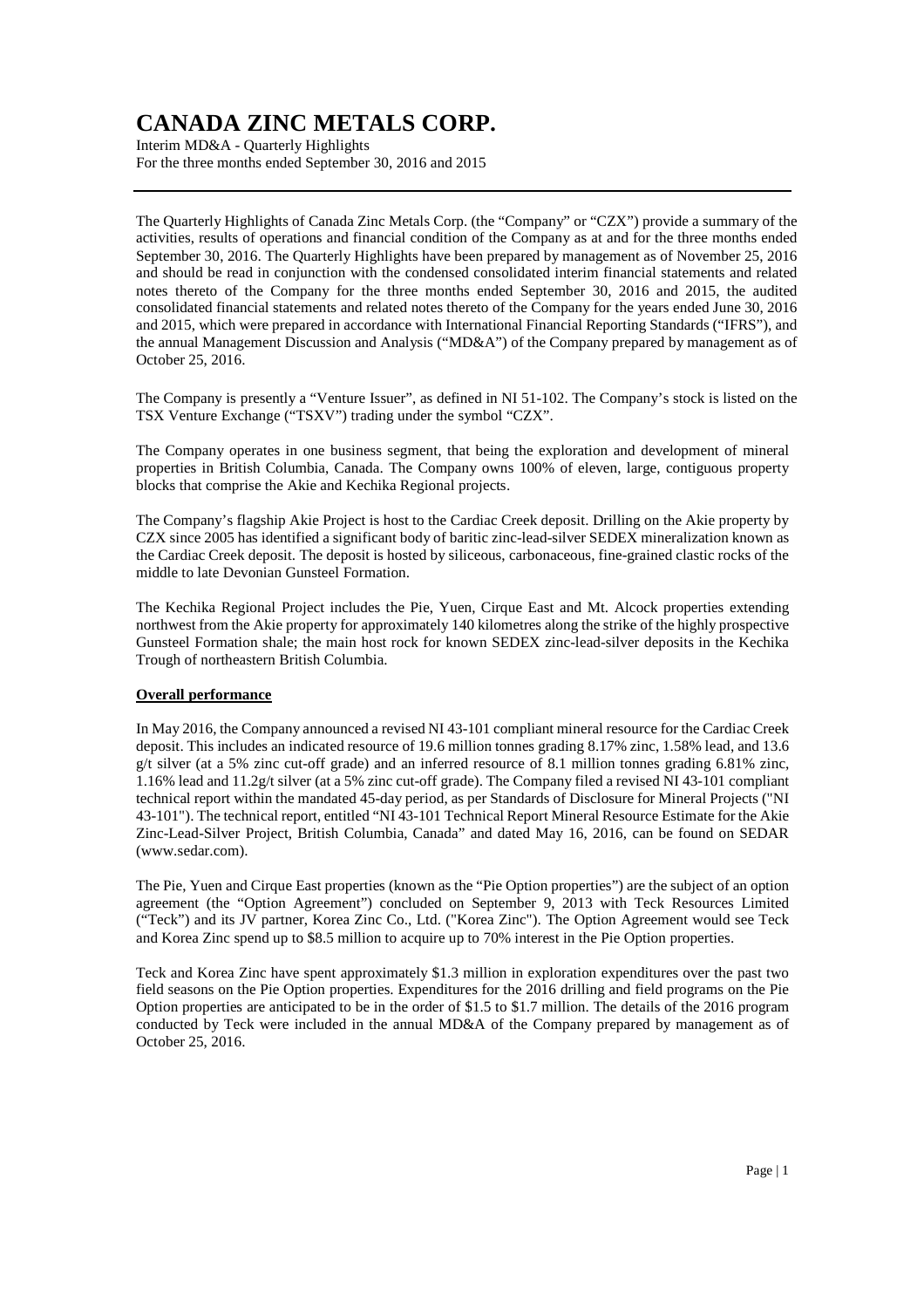# CANADA ZINC METALS CORP.

Interim MD&A - Quarterly Highlights
For the three months ended September 30, 2016 and 2015

---

The Quarterly Highlights of Canada Zinc Metals Corp. (the "Company" or "CZX") provide a summary of the activities, results of operations and financial condition of the Company as at and for the three months ended September 30, 2016. The Quarterly Highlights have been prepared by management as of November 25, 2016 and should be read in conjunction with the condensed consolidated interim financial statements and related notes thereto of the Company for the three months ended September 30, 2016 and 2015, the audited consolidated financial statements and related notes thereto of the Company for the years ended June 30, 2016 and 2015, which were prepared in accordance with International Financial Reporting Standards ("IFRS"), and the annual Management Discussion and Analysis ("MD&A") of the Company prepared by management as of October 25, 2016.

The Company is presently a "Venture Issuer", as defined in NI 51-102. The Company's stock is listed on the TSX Venture Exchange ("TSXV") trading under the symbol "CZX".

The Company operates in one business segment, that being the exploration and development of mineral properties in British Columbia, Canada. The Company owns 100% of eleven, large, contiguous property blocks that comprise the Akie and Kechika Regional projects.

The Company's flagship Akie Project is host to the Cardiac Creek deposit. Drilling on the Akie property by CZX since 2005 has identified a significant body of baritic zinc-lead-silver SEDEX mineralization known as the Cardiac Creek deposit. The deposit is hosted by siliceous, carbonaceous, fine-grained clastic rocks of the middle to late Devonian Gunsteel Formation.

The Kechika Regional Project includes the Pie, Yuen, Cirque East and Mt. Alcock properties extending northwest from the Akie property for approximately 140 kilometres along the strike of the highly prospective Gunsteel Formation shale; the main host rock for known SEDEX zinc-lead-silver deposits in the Kechika Trough of northeastern British Columbia.

**Overall performance**

In May 2016, the Company announced a revised NI 43-101 compliant mineral resource for the Cardiac Creek deposit. This includes an indicated resource of 19.6 million tonnes grading 8.17% zinc, 1.58% lead, and 13.6 g/t silver (at a 5% zinc cut-off grade) and an inferred resource of 8.1 million tonnes grading 6.81% zinc, 1.16% lead and 11.2g/t silver (at a 5% zinc cut-off grade). The Company filed a revised NI 43-101 compliant technical report within the mandated 45-day period, as per Standards of Disclosure for Mineral Projects ("NI 43-101"). The technical report, entitled "NI 43-101 Technical Report Mineral Resource Estimate for the Akie Zinc-Lead-Silver Project, British Columbia, Canada" and dated May 16, 2016, can be found on SEDAR (www.sedar.com).

The Pie, Yuen and Cirque East properties (known as the "Pie Option properties") are the subject of an option agreement (the "Option Agreement") concluded on September 9, 2013 with Teck Resources Limited ("Teck") and its JV partner, Korea Zinc Co., Ltd. ("Korea Zinc"). The Option Agreement would see Teck and Korea Zinc spend up to \$8.5 million to acquire up to 70% interest in the Pie Option properties.

Teck and Korea Zinc have spent approximately \$1.3 million in exploration expenditures over the past two field seasons on the Pie Option properties. Expenditures for the 2016 drilling and field programs on the Pie Option properties are anticipated to be in the order of \$1.5 to \$1.7 million. The details of the 2016 program conducted by Teck were included in the annual MD&A of the Company prepared by management as of October 25, 2016.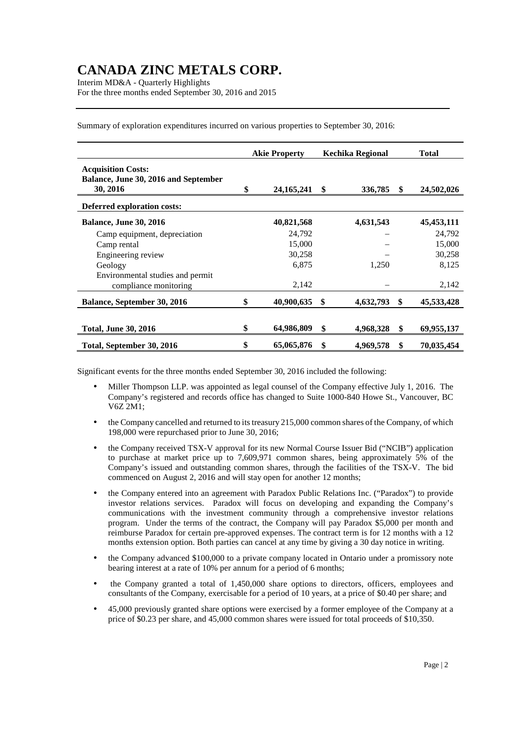Summary of exploration expenditures incurred on various properties to September 30, 2016:

| | Akie Property | Kechika Regional | Total |
|---|---|---|---|
| **Acquisition Costs:** | | | |
| **Balance, June 30, 2016 and September 30, 2016** | **$ 24,165,241** | **$ 336,785** | **$ 24,502,026** |
| **Deferred exploration costs:** | | | |
| **Balance, June 30, 2016** | **40,821,568** | **4,631,543** | **45,453,111** |
| Camp equipment, depreciation | 24,792 | – | 24,792 |
| Camp rental | 15,000 | – | 15,000 |
| Engineering review | 30,258 | – | 30,258 |
| Geology | 6,875 | 1,250 | 8,125 |
| Environmental studies and permit compliance monitoring | 2,142 | – | 2,142 |
| **Balance, September 30, 2016** | **$ 40,900,635** | **$ 4,632,793** | **$ 45,533,428** |
| **Total, June 30, 2016** | **$ 64,986,809** | **$ 4,968,328** | **$ 69,955,137** |
| **Total, September 30, 2016** | **$ 65,065,876** | **$ 4,969,578** | **$ 70,035,454** |

Significant events for the three months ended September 30, 2016 included the following:

- Miller Thompson LLP. was appointed as legal counsel of the Company effective July 1, 2016. The Company's registered and records office has changed to Suite 1000-840 Howe St., Vancouver, BC V6Z 2M1;
- the Company cancelled and returned to its treasury 215,000 common shares of the Company, of which 198,000 were repurchased prior to June 30, 2016;
- the Company received TSX-V approval for its new Normal Course Issuer Bid ("NCIB") application to purchase at market price up to 7,609,971 common shares, being approximately 5% of the Company's issued and outstanding common shares, through the facilities of the TSX-V. The bid commenced on August 2, 2016 and will stay open for another 12 months;
- the Company entered into an agreement with Paradox Public Relations Inc. ("Paradox") to provide investor relations services. Paradox will focus on developing and expanding the Company's communications with the investment community through a comprehensive investor relations program. Under the terms of the contract, the Company will pay Paradox $5,000 per month and reimburse Paradox for certain pre-approved expenses. The contract term is for 12 months with a 12 months extension option. Both parties can cancel at any time by giving a 30 day notice in writing.
- the Company advanced $100,000 to a private company located in Ontario under a promissory note bearing interest at a rate of 10% per annum for a period of 6 months;
- the Company granted a total of 1,450,000 share options to directors, officers, employees and consultants of the Company, exercisable for a period of 10 years, at a price of $0.40 per share; and
- 45,000 previously granted share options were exercised by a former employee of the Company at a price of $0.23 per share, and 45,000 common shares were issued for total proceeds of $10,350.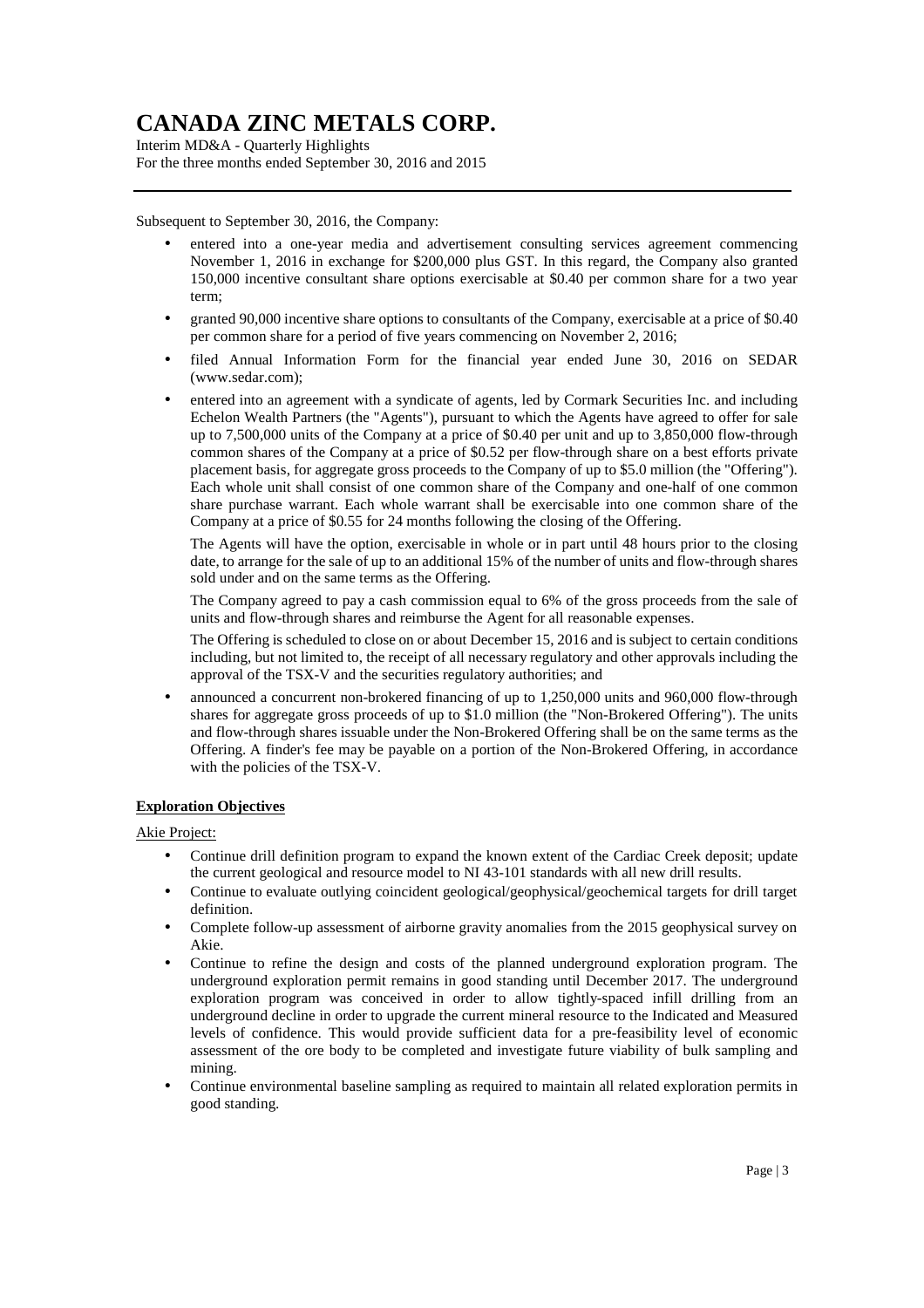Subsequent to September 30, 2016, the Company:

- entered into a one-year media and advertisement consulting services agreement commencing November 1, 2016 in exchange for $200,000 plus GST. In this regard, the Company also granted 150,000 incentive consultant share options exercisable at $0.40 per common share for a two year term;
- granted 90,000 incentive share options to consultants of the Company, exercisable at a price of $0.40 per common share for a period of five years commencing on November 2, 2016;
- filed Annual Information Form for the financial year ended June 30, 2016 on SEDAR (www.sedar.com);
- entered into an agreement with a syndicate of agents, led by Cormark Securities Inc. and including Echelon Wealth Partners (the "Agents"), pursuant to which the Agents have agreed to offer for sale up to 7,500,000 units of the Company at a price of $0.40 per unit and up to 3,850,000 flow-through common shares of the Company at a price of $0.52 per flow-through share on a best efforts private placement basis, for aggregate gross proceeds to the Company of up to $5.0 million (the "Offering"). Each whole unit shall consist of one common share of the Company and one-half of one common share purchase warrant. Each whole warrant shall be exercisable into one common share of the Company at a price of $0.55 for 24 months following the closing of the Offering.

  The Agents will have the option, exercisable in whole or in part until 48 hours prior to the closing date, to arrange for the sale of up to an additional 15% of the number of units and flow-through shares sold under and on the same terms as the Offering.

  The Company agreed to pay a cash commission equal to 6% of the gross proceeds from the sale of units and flow-through shares and reimburse the Agent for all reasonable expenses.

  The Offering is scheduled to close on or about December 15, 2016 and is subject to certain conditions including, but not limited to, the receipt of all necessary regulatory and other approvals including the approval of the TSX-V and the securities regulatory authorities; and
- announced a concurrent non-brokered financing of up to 1,250,000 units and 960,000 flow-through shares for aggregate gross proceeds of up to $1.0 million (the "Non-Brokered Offering"). The units and flow-through shares issuable under the Non-Brokered Offering shall be on the same terms as the Offering. A finder's fee may be payable on a portion of the Non-Brokered Offering, in accordance with the policies of the TSX-V.

## Exploration Objectives

Akie Project:

- Continue drill definition program to expand the known extent of the Cardiac Creek deposit; update the current geological and resource model to NI 43-101 standards with all new drill results.
- Continue to evaluate outlying coincident geological/geophysical/geochemical targets for drill target definition.
- Complete follow-up assessment of airborne gravity anomalies from the 2015 geophysical survey on Akie.
- Continue to refine the design and costs of the planned underground exploration program. The underground exploration permit remains in good standing until December 2017. The underground exploration program was conceived in order to allow tightly-spaced infill drilling from an underground decline in order to upgrade the current mineral resource to the Indicated and Measured levels of confidence. This would provide sufficient data for a pre-feasibility level of economic assessment of the ore body to be completed and investigate future viability of bulk sampling and mining.
- Continue environmental baseline sampling as required to maintain all related exploration permits in good standing.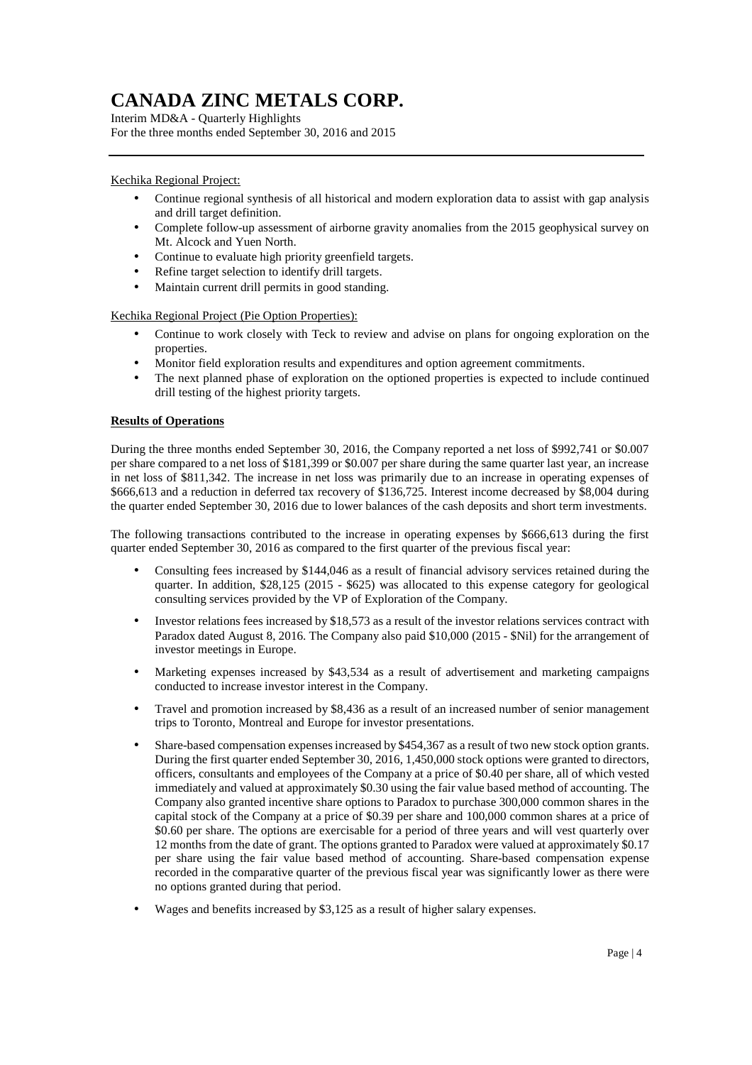Kechika Regional Project:

- Continue regional synthesis of all historical and modern exploration data to assist with gap analysis and drill target definition.
- Complete follow-up assessment of airborne gravity anomalies from the 2015 geophysical survey on Mt. Alcock and Yuen North.
- Continue to evaluate high priority greenfield targets.
- Refine target selection to identify drill targets.
- Maintain current drill permits in good standing.

Kechika Regional Project (Pie Option Properties):

- Continue to work closely with Teck to review and advise on plans for ongoing exploration on the properties.
- Monitor field exploration results and expenditures and option agreement commitments.
- The next planned phase of exploration on the optioned properties is expected to include continued drill testing of the highest priority targets.

**Results of Operations**

During the three months ended September 30, 2016, the Company reported a net loss of $992,741 or $0.007 per share compared to a net loss of $181,399 or $0.007 per share during the same quarter last year, an increase in net loss of $811,342. The increase in net loss was primarily due to an increase in operating expenses of $666,613 and a reduction in deferred tax recovery of $136,725. Interest income decreased by $8,004 during the quarter ended September 30, 2016 due to lower balances of the cash deposits and short term investments.

The following transactions contributed to the increase in operating expenses by $666,613 during the first quarter ended September 30, 2016 as compared to the first quarter of the previous fiscal year:

- Consulting fees increased by $144,046 as a result of financial advisory services retained during the quarter. In addition, $28,125 (2015 - $625) was allocated to this expense category for geological consulting services provided by the VP of Exploration of the Company.

- Investor relations fees increased by $18,573 as a result of the investor relations services contract with Paradox dated August 8, 2016. The Company also paid $10,000 (2015 - $Nil) for the arrangement of investor meetings in Europe.

- Marketing expenses increased by $43,534 as a result of advertisement and marketing campaigns conducted to increase investor interest in the Company.

- Travel and promotion increased by $8,436 as a result of an increased number of senior management trips to Toronto, Montreal and Europe for investor presentations.

- Share-based compensation expenses increased by $454,367 as a result of two new stock option grants. During the first quarter ended September 30, 2016, 1,450,000 stock options were granted to directors, officers, consultants and employees of the Company at a price of $0.40 per share, all of which vested immediately and valued at approximately $0.30 using the fair value based method of accounting. The Company also granted incentive share options to Paradox to purchase 300,000 common shares in the capital stock of the Company at a price of $0.39 per share and 100,000 common shares at a price of $0.60 per share. The options are exercisable for a period of three years and will vest quarterly over 12 months from the date of grant. The options granted to Paradox were valued at approximately $0.17 per share using the fair value based method of accounting. Share-based compensation expense recorded in the comparative quarter of the previous fiscal year was significantly lower as there were no options granted during that period.

- Wages and benefits increased by $3,125 as a result of higher salary expenses.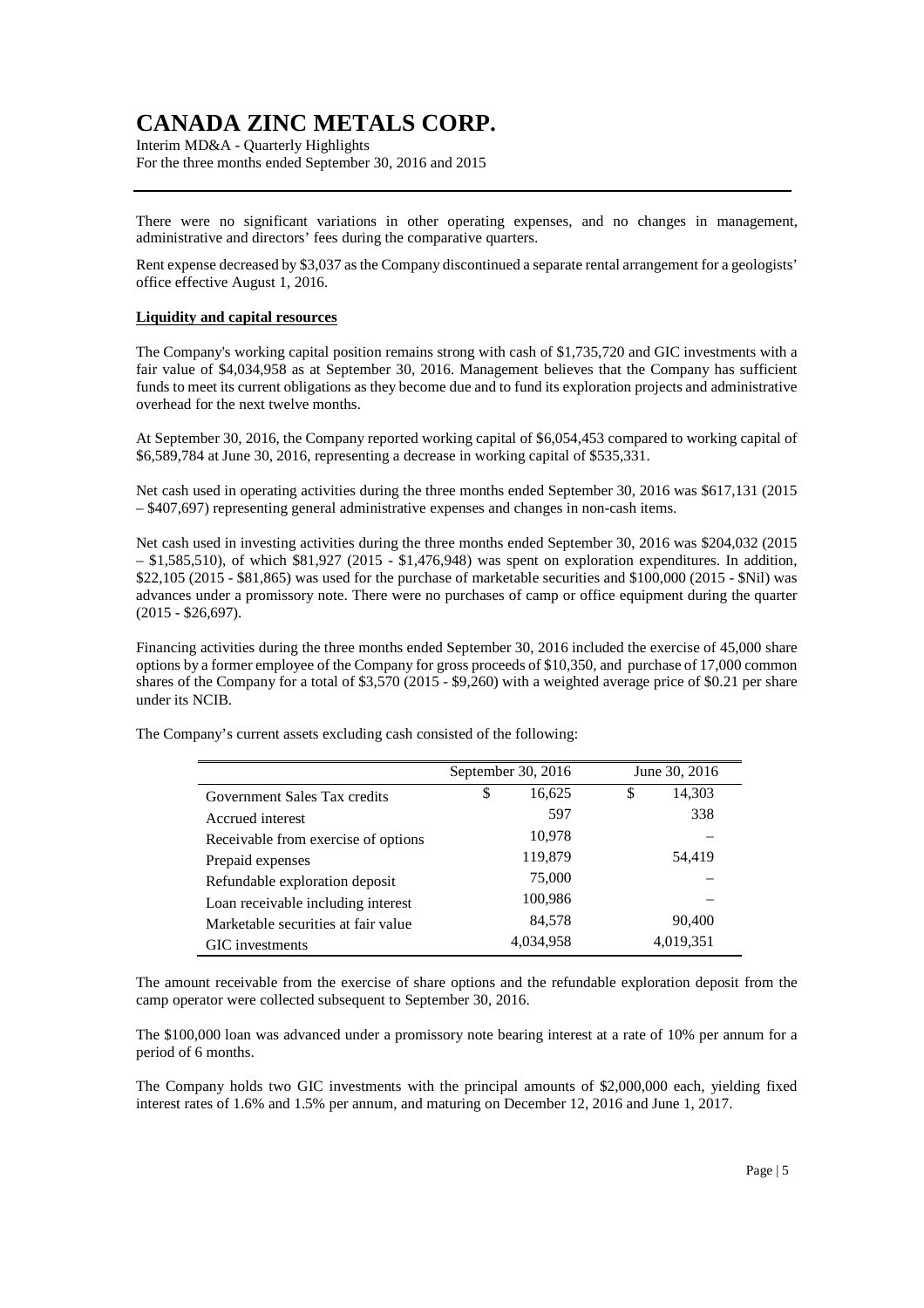There were no significant variations in other operating expenses, and no changes in management, administrative and directors' fees during the comparative quarters.

Rent expense decreased by $3,037 as the Company discontinued a separate rental arrangement for a geologists' office effective August 1, 2016.

**Liquidity and capital resources**

The Company's working capital position remains strong with cash of $1,735,720 and GIC investments with a fair value of $4,034,958 as at September 30, 2016. Management believes that the Company has sufficient funds to meet its current obligations as they become due and to fund its exploration projects and administrative overhead for the next twelve months.

At September 30, 2016, the Company reported working capital of $6,054,453 compared to working capital of $6,589,784 at June 30, 2016, representing a decrease in working capital of $535,331.

Net cash used in operating activities during the three months ended September 30, 2016 was $617,131 (2015 – $407,697) representing general administrative expenses and changes in non-cash items.

Net cash used in investing activities during the three months ended September 30, 2016 was $204,032 (2015 – $1,585,510), of which $81,927 (2015 - $1,476,948) was spent on exploration expenditures. In addition, $22,105 (2015 - $81,865) was used for the purchase of marketable securities and $100,000 (2015 - $Nil) was advances under a promissory note. There were no purchases of camp or office equipment during the quarter (2015 - $26,697).

Financing activities during the three months ended September 30, 2016 included the exercise of 45,000 share options by a former employee of the Company for gross proceeds of $10,350, and purchase of 17,000 common shares of the Company for a total of $3,570 (2015 - $9,260) with a weighted average price of $0.21 per share under its NCIB.

The Company's current assets excluding cash consisted of the following:

| | September 30, 2016 | June 30, 2016 |
|---|---|---|
| Government Sales Tax credits | $ 16,625 | $ 14,303 |
| Accrued interest | 597 | 338 |
| Receivable from exercise of options | 10,978 | – |
| Prepaid expenses | 119,879 | 54,419 |
| Refundable exploration deposit | 75,000 | – |
| Loan receivable including interest | 100,986 | – |
| Marketable securities at fair value | 84,578 | 90,400 |
| GIC investments | 4,034,958 | 4,019,351 |

The amount receivable from the exercise of share options and the refundable exploration deposit from the camp operator were collected subsequent to September 30, 2016.

The $100,000 loan was advanced under a promissory note bearing interest at a rate of 10% per annum for a period of 6 months.

The Company holds two GIC investments with the principal amounts of $2,000,000 each, yielding fixed interest rates of 1.6% and 1.5% per annum, and maturing on December 12, 2016 and June 1, 2017.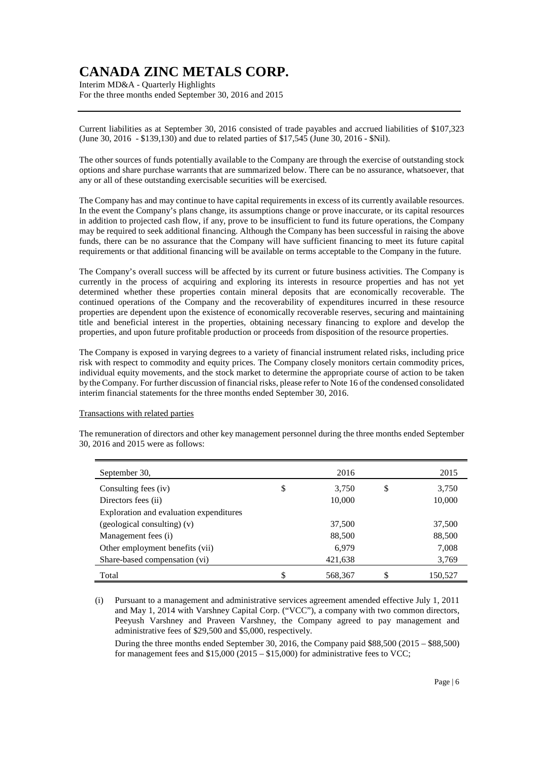Current liabilities as at September 30, 2016 consisted of trade payables and accrued liabilities of $107,323 (June 30, 2016 - $139,130) and due to related parties of $17,545 (June 30, 2016 - $Nil).

The other sources of funds potentially available to the Company are through the exercise of outstanding stock options and share purchase warrants that are summarized below. There can be no assurance, whatsoever, that any or all of these outstanding exercisable securities will be exercised.

The Company has and may continue to have capital requirements in excess of its currently available resources. In the event the Company's plans change, its assumptions change or prove inaccurate, or its capital resources in addition to projected cash flow, if any, prove to be insufficient to fund its future operations, the Company may be required to seek additional financing. Although the Company has been successful in raising the above funds, there can be no assurance that the Company will have sufficient financing to meet its future capital requirements or that additional financing will be available on terms acceptable to the Company in the future.

The Company's overall success will be affected by its current or future business activities. The Company is currently in the process of acquiring and exploring its interests in resource properties and has not yet determined whether these properties contain mineral deposits that are economically recoverable. The continued operations of the Company and the recoverability of expenditures incurred in these resource properties are dependent upon the existence of economically recoverable reserves, securing and maintaining title and beneficial interest in the properties, obtaining necessary financing to explore and develop the properties, and upon future profitable production or proceeds from disposition of the resource properties.

The Company is exposed in varying degrees to a variety of financial instrument related risks, including price risk with respect to commodity and equity prices. The Company closely monitors certain commodity prices, individual equity movements, and the stock market to determine the appropriate course of action to be taken by the Company. For further discussion of financial risks, please refer to Note 16 of the condensed consolidated interim financial statements for the three months ended September 30, 2016.

## Transactions with related parties

The remuneration of directors and other key management personnel during the three months ended September 30, 2016 and 2015 were as follows:

| September 30, | 2016 | 2015 |
|---|---|---|
| Consulting fees (iv) | $ 3,750 | $ 3,750 |
| Directors fees (ii) | 10,000 | 10,000 |
| Exploration and evaluation expenditures (geological consulting) (v) | 37,500 | 37,500 |
| Management fees (i) | 88,500 | 88,500 |
| Other employment benefits (vii) | 6,979 | 7,008 |
| Share-based compensation (vi) | 421,638 | 3,769 |
| Total | $ 568,367 | $ 150,527 |

(i) Pursuant to a management and administrative services agreement amended effective July 1, 2011 and May 1, 2014 with Varshney Capital Corp. ("VCC"), a company with two common directors, Peeyush Varshney and Praveen Varshney, the Company agreed to pay management and administrative fees of $29,500 and $5,000, respectively.

During the three months ended September 30, 2016, the Company paid $88,500 (2015 – $88,500) for management fees and $15,000 (2015 – $15,000) for administrative fees to VCC;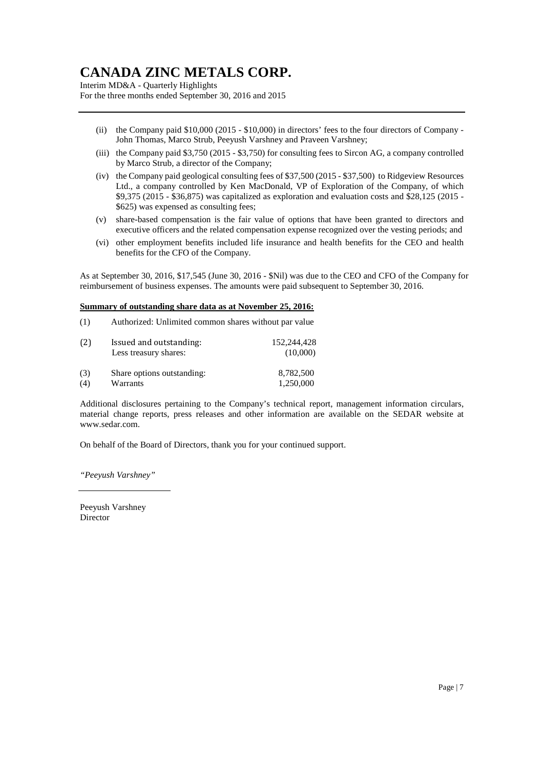(ii) the Company paid $10,000 (2015 - $10,000) in directors' fees to the four directors of Company - John Thomas, Marco Strub, Peeyush Varshney and Praveen Varshney;

(iii) the Company paid $3,750 (2015 - $3,750) for consulting fees to Sircon AG, a company controlled by Marco Strub, a director of the Company;

(iv) the Company paid geological consulting fees of $37,500 (2015 - $37,500) to Ridgeview Resources Ltd., a company controlled by Ken MacDonald, VP of Exploration of the Company, of which $9,375 (2015 - $36,875) was capitalized as exploration and evaluation costs and $28,125 (2015 - $625) was expensed as consulting fees;

(v) share-based compensation is the fair value of options that have been granted to directors and executive officers and the related compensation expense recognized over the vesting periods; and

(vi) other employment benefits included life insurance and health benefits for the CEO and health benefits for the CFO of the Company.

As at September 30, 2016, $17,545 (June 30, 2016 - $Nil) was due to the CEO and CFO of the Company for reimbursement of business expenses. The amounts were paid subsequent to September 30, 2016.

**Summary of outstanding share data as at November 25, 2016:**

(1) Authorized: Unlimited common shares without par value

| | | |
|---|---|---|
| (2) | Issued and outstanding: | 152,244,428 |
| | Less treasury shares: | (10,000) |
| (3) | Share options outstanding: | 8,782,500 |
| (4) | Warrants | 1,250,000 |

Additional disclosures pertaining to the Company's technical report, management information circulars, material change reports, press releases and other information are available on the SEDAR website at www.sedar.com.

On behalf of the Board of Directors, thank you for your continued support.

*"Peeyush Varshney"*

Peeyush Varshney
Director